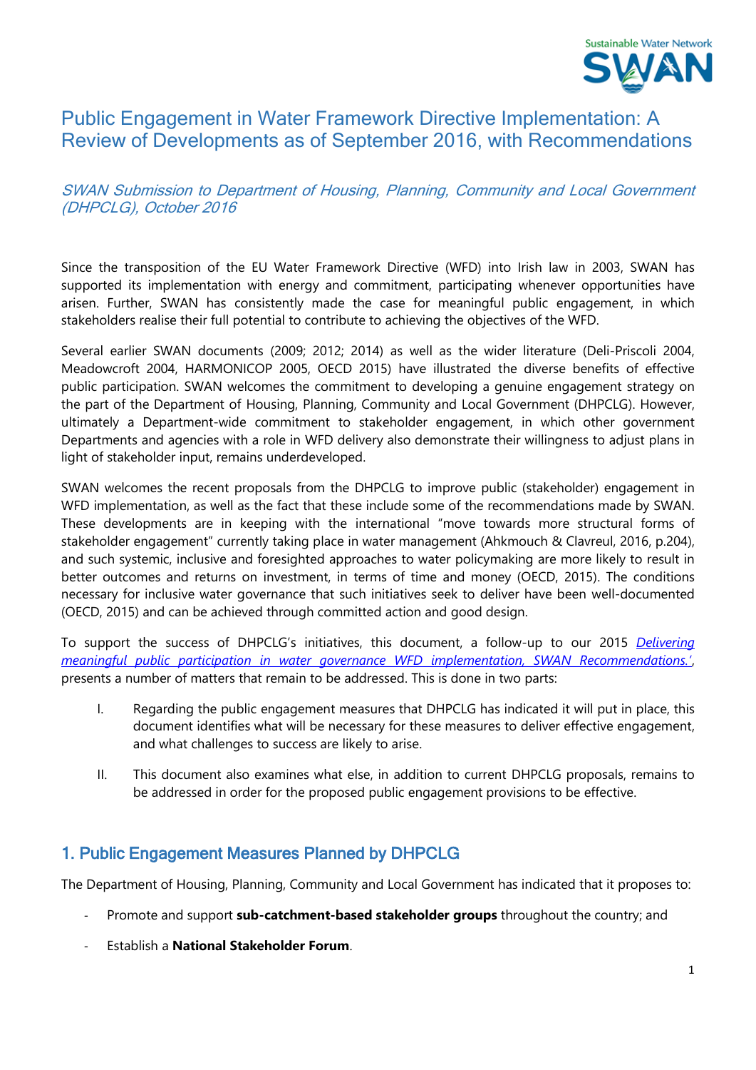# Public Engagement in Water Framework Directive Implementation: A Review of Developments as of September 2016, with Recommendations

*SWAN Submission to Department of Housing, Planning, Community and Local Government (DHPCLG), October 2016*

Since the transposition of the EU Water Framework Directive (WFD) into Irish law in 2003, SWAN has supported its implementation with energy and commitment, participating whenever opportunities have arisen. Further, SWAN has consistently made the case for meaningful public engagement, in which stakeholders realise their full potential to contribute to achieving the objectives of the WFD.

Several earlier SWAN documents (2009; 2012; 2014) as well as the wider literature (Deli-Priscoli 2004, Meadowcroft 2004, HARMONICOP 2005, OECD 2015) have illustrated the diverse benefits of effective public participation. SWAN welcomes the commitment to developing a genuine engagement strategy on the part of the Department of Housing, Planning, Community and Local Government (DHPCLG). However, ultimately a Department-wide commitment to stakeholder engagement, in which other government Departments and agencies with a role in WFD delivery also demonstrate their willingness to adjust plans in light of stakeholder input, remains underdeveloped.

SWAN welcomes the recent proposals from the DHPCLG to improve public (stakeholder) engagement in WFD implementation, as well as the fact that these include some of the recommendations made by SWAN. These developments are in keeping with the international "move towards more structural forms of stakeholder engagement" currently taking place in water management (Ahkmouch & Clavreul, 2016, p.204), and such systemic, inclusive and foresighted approaches to water policymaking are more likely to result in better outcomes and returns on investment, in terms of time and money (OECD, 2015). The conditions necessary for inclusive water governance that such initiatives seek to deliver have been well-documented (OECD, 2015) and can be achieved through committed action and good design.

To support the success of DHPCLG's initiatives, this document, a follow-up to our 2015 *Delivering meaningful public participation in water governance WFD implementation, SWAN Recommendations.'*, presents a number of matters that remain to be addressed. This is done in two parts:

I. Regarding the public engagement measures that DHPCLG has indicated it will put in place, this document identifies what will be necessary for these measures to deliver effective engagement, and what challenges to success are likely to arise.

II. This document also examines what else, in addition to current DHPCLG proposals, remains to be addressed in order for the proposed public engagement provisions to be effective.

## 1. Public Engagement Measures Planned by DHPCLG

The Department of Housing, Planning, Community and Local Government has indicated that it proposes to:

- Promote and support **sub-catchment-based stakeholder groups** throughout the country; and
- Establish a **National Stakeholder Forum**.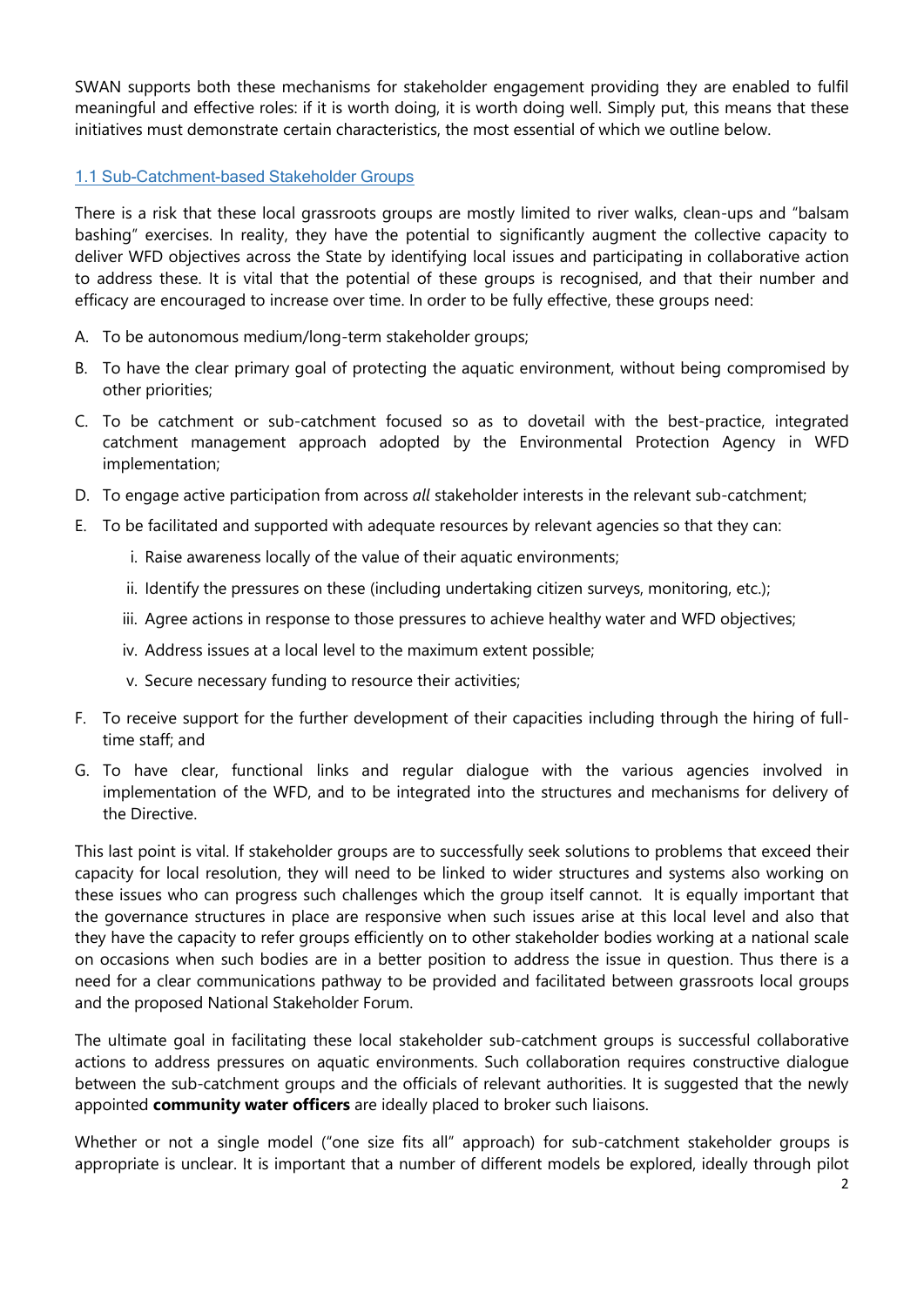SWAN supports both these mechanisms for stakeholder engagement providing they are enabled to fulfil meaningful and effective roles: if it is worth doing, it is worth doing well. Simply put, this means that these initiatives must demonstrate certain characteristics, the most essential of which we outline below.

### 1.1 Sub-Catchment-based Stakeholder Groups

There is a risk that these local grassroots groups are mostly limited to river walks, clean-ups and "balsam bashing" exercises. In reality, they have the potential to significantly augment the collective capacity to deliver WFD objectives across the State by identifying local issues and participating in collaborative action to address these. It is vital that the potential of these groups is recognised, and that their number and efficacy are encouraged to increase over time. In order to be fully effective, these groups need:

A. To be autonomous medium/long-term stakeholder groups;

B. To have the clear primary goal of protecting the aquatic environment, without being compromised by other priorities;

C. To be catchment or sub-catchment focused so as to dovetail with the best-practice, integrated catchment management approach adopted by the Environmental Protection Agency in WFD implementation;

D. To engage active participation from across *all* stakeholder interests in the relevant sub-catchment;

E. To be facilitated and supported with adequate resources by relevant agencies so that they can:

   i. Raise awareness locally of the value of their aquatic environments;

   ii. Identify the pressures on these (including undertaking citizen surveys, monitoring, etc.);

   iii. Agree actions in response to those pressures to achieve healthy water and WFD objectives;

   iv. Address issues at a local level to the maximum extent possible;

   v. Secure necessary funding to resource their activities;

F. To receive support for the further development of their capacities including through the hiring of full-time staff; and

G. To have clear, functional links and regular dialogue with the various agencies involved in implementation of the WFD, and to be integrated into the structures and mechanisms for delivery of the Directive.

This last point is vital. If stakeholder groups are to successfully seek solutions to problems that exceed their capacity for local resolution, they will need to be linked to wider structures and systems also working on these issues who can progress such challenges which the group itself cannot. It is equally important that the governance structures in place are responsive when such issues arise at this local level and also that they have the capacity to refer groups efficiently on to other stakeholder bodies working at a national scale on occasions when such bodies are in a better position to address the issue in question. Thus there is a need for a clear communications pathway to be provided and facilitated between grassroots local groups and the proposed National Stakeholder Forum.

The ultimate goal in facilitating these local stakeholder sub-catchment groups is successful collaborative actions to address pressures on aquatic environments. Such collaboration requires constructive dialogue between the sub-catchment groups and the officials of relevant authorities. It is suggested that the newly appointed **community water officers** are ideally placed to broker such liaisons.

Whether or not a single model ("one size fits all" approach) for sub-catchment stakeholder groups is appropriate is unclear. It is important that a number of different models be explored, ideally through pilot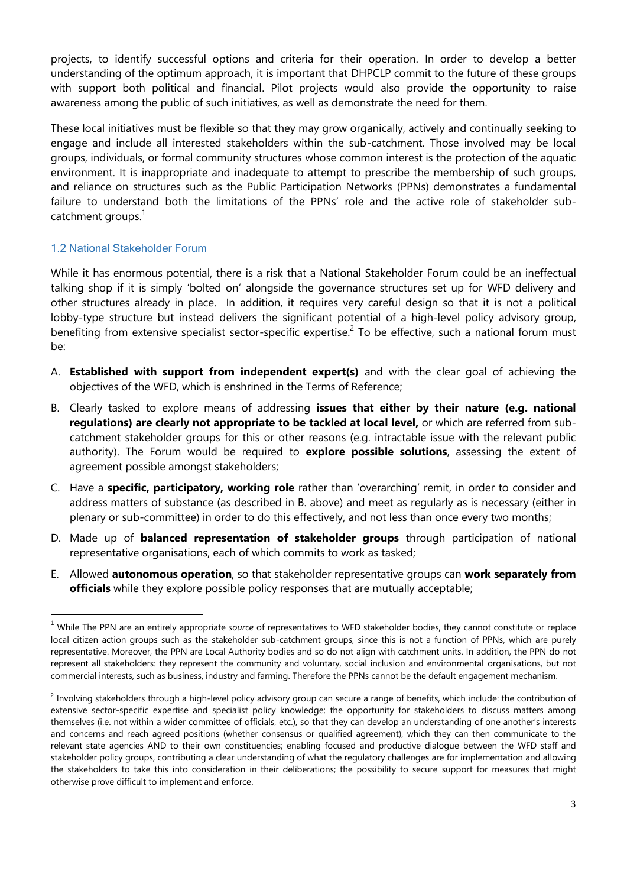projects, to identify successful options and criteria for their operation. In order to develop a better understanding of the optimum approach, it is important that DHPCLP commit to the future of these groups with support both political and financial. Pilot projects would also provide the opportunity to raise awareness among the public of such initiatives, as well as demonstrate the need for them.

These local initiatives must be flexible so that they may grow organically, actively and continually seeking to engage and include all interested stakeholders within the sub-catchment. Those involved may be local groups, individuals, or formal community structures whose common interest is the protection of the aquatic environment. It is inappropriate and inadequate to attempt to prescribe the membership of such groups, and reliance on structures such as the Public Participation Networks (PPNs) demonstrates a fundamental failure to understand both the limitations of the PPNs' role and the active role of stakeholder sub-catchment groups.[1]

### 1.2 National Stakeholder Forum

While it has enormous potential, there is a risk that a National Stakeholder Forum could be an ineffectual talking shop if it is simply 'bolted on' alongside the governance structures set up for WFD delivery and other structures already in place. In addition, it requires very careful design so that it is not a political lobby-type structure but instead delivers the significant potential of a high-level policy advisory group, benefiting from extensive specialist sector-specific expertise.[2] To be effective, such a national forum must be:

A. **Established with support from independent expert(s)** and with the clear goal of achieving the objectives of the WFD, which is enshrined in the Terms of Reference;

B. Clearly tasked to explore means of addressing **issues that either by their nature (e.g. national regulations) are clearly not appropriate to be tackled at local level,** or which are referred from sub-catchment stakeholder groups for this or other reasons (e.g. intractable issue with the relevant public authority). The Forum would be required to **explore possible solutions**, assessing the extent of agreement possible amongst stakeholders;

C. Have a **specific, participatory, working role** rather than 'overarching' remit, in order to consider and address matters of substance (as described in B. above) and meet as regularly as is necessary (either in plenary or sub-committee) in order to do this effectively, and not less than once every two months;

D. Made up of **balanced representation of stakeholder groups** through participation of national representative organisations, each of which commits to work as tasked;

E. Allowed **autonomous operation**, so that stakeholder representative groups can **work separately from officials** while they explore possible policy responses that are mutually acceptable;

---

[1] While The PPN are an entirely appropriate *source* of representatives to WFD stakeholder bodies, they cannot constitute or replace local citizen action groups such as the stakeholder sub-catchment groups, since this is not a function of PPNs, which are purely representative. Moreover, the PPN are Local Authority bodies and so do not align with catchment units. In addition, the PPN do not represent all stakeholders: they represent the community and voluntary, social inclusion and environmental organisations, but not commercial interests, such as business, industry and farming. Therefore the PPNs cannot be the default engagement mechanism.

[2] Involving stakeholders through a high-level policy advisory group can secure a range of benefits, which include: the contribution of extensive sector-specific expertise and specialist policy knowledge; the opportunity for stakeholders to discuss matters among themselves (i.e. not within a wider committee of officials, etc.), so that they can develop an understanding of one another's interests and concerns and reach agreed positions (whether consensus or qualified agreement), which they can then communicate to the relevant state agencies AND to their own constituencies; enabling focused and productive dialogue between the WFD staff and stakeholder policy groups, contributing a clear understanding of what the regulatory challenges are for implementation and allowing the stakeholders to take this into consideration in their deliberations; the possibility to secure support for measures that might otherwise prove difficult to implement and enforce.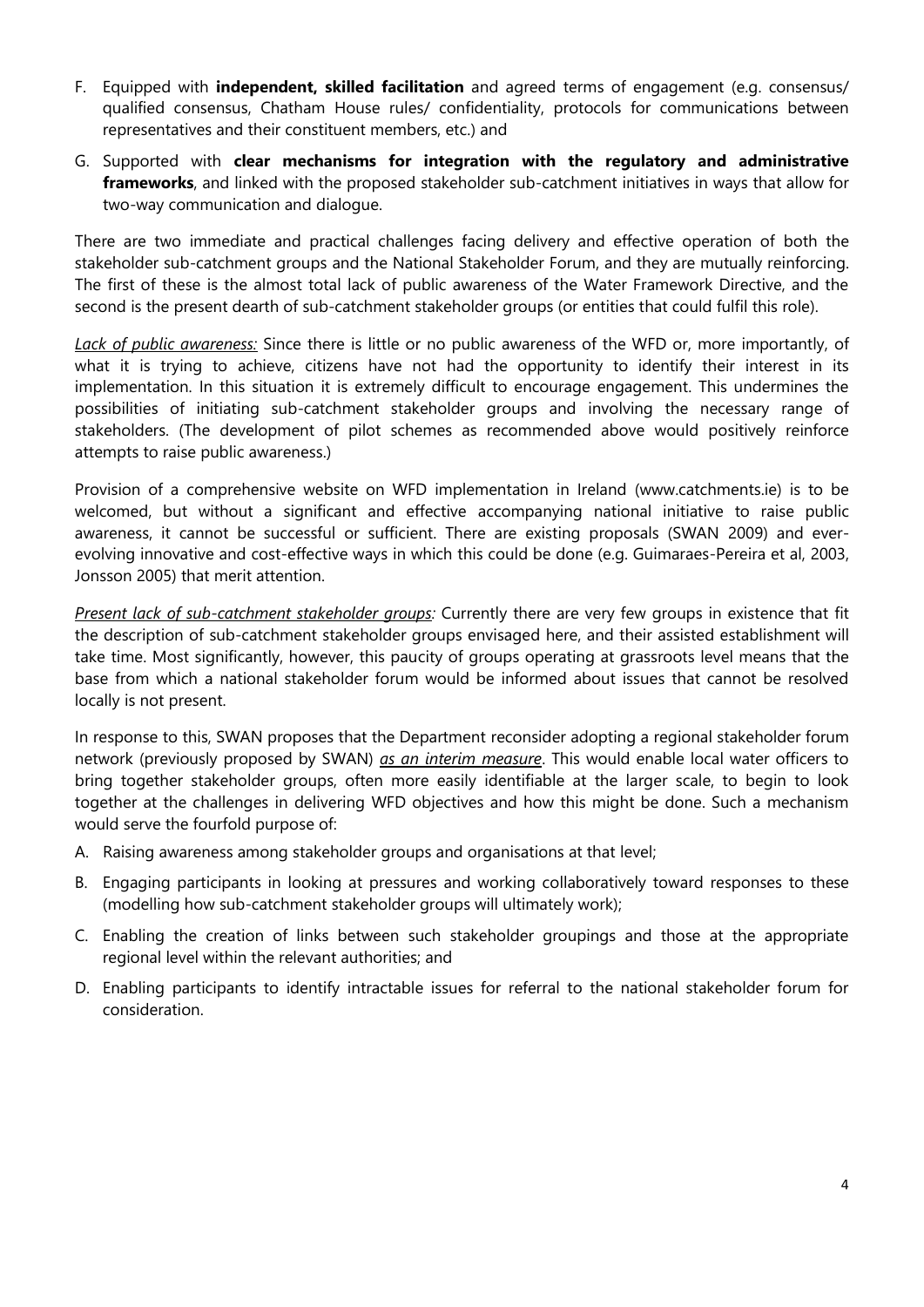F. Equipped with **independent, skilled facilitation** and agreed terms of engagement (e.g. consensus/ qualified consensus, Chatham House rules/ confidentiality, protocols for communications between representatives and their constituent members, etc.) and

G. Supported with **clear mechanisms for integration with the regulatory and administrative frameworks**, and linked with the proposed stakeholder sub-catchment initiatives in ways that allow for two-way communication and dialogue.

There are two immediate and practical challenges facing delivery and effective operation of both the stakeholder sub-catchment groups and the National Stakeholder Forum, and they are mutually reinforcing. The first of these is the almost total lack of public awareness of the Water Framework Directive, and the second is the present dearth of sub-catchment stakeholder groups (or entities that could fulfil this role).

*Lack of public awareness:* Since there is little or no public awareness of the WFD or, more importantly, of what it is trying to achieve, citizens have not had the opportunity to identify their interest in its implementation. In this situation it is extremely difficult to encourage engagement. This undermines the possibilities of initiating sub-catchment stakeholder groups and involving the necessary range of stakeholders. (The development of pilot schemes as recommended above would positively reinforce attempts to raise public awareness.)

Provision of a comprehensive website on WFD implementation in Ireland (www.catchments.ie) is to be welcomed, but without a significant and effective accompanying national initiative to raise public awareness, it cannot be successful or sufficient. There are existing proposals (SWAN 2009) and ever-evolving innovative and cost-effective ways in which this could be done (e.g. Guimaraes-Pereira et al, 2003, Jonsson 2005) that merit attention.

*Present lack of sub-catchment stakeholder groups:* Currently there are very few groups in existence that fit the description of sub-catchment stakeholder groups envisaged here, and their assisted establishment will take time. Most significantly, however, this paucity of groups operating at grassroots level means that the base from which a national stakeholder forum would be informed about issues that cannot be resolved locally is not present.

In response to this, SWAN proposes that the Department reconsider adopting a regional stakeholder forum network (previously proposed by SWAN) ***as an interim measure***. This would enable local water officers to bring together stakeholder groups, often more easily identifiable at the larger scale, to begin to look together at the challenges in delivering WFD objectives and how this might be done. Such a mechanism would serve the fourfold purpose of:

A. Raising awareness among stakeholder groups and organisations at that level;

B. Engaging participants in looking at pressures and working collaboratively toward responses to these (modelling how sub-catchment stakeholder groups will ultimately work);

C. Enabling the creation of links between such stakeholder groupings and those at the appropriate regional level within the relevant authorities; and

D. Enabling participants to identify intractable issues for referral to the national stakeholder forum for consideration.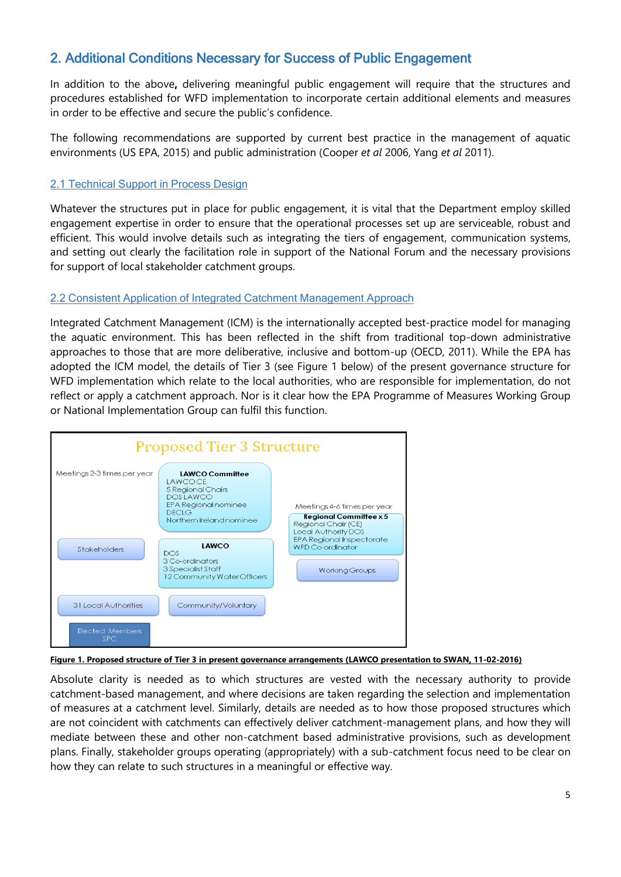## 2. Additional Conditions Necessary for Success of Public Engagement

In addition to the above**,** delivering meaningful public engagement will require that the structures and procedures established for WFD implementation to incorporate certain additional elements and measures in order to be effective and secure the public's confidence.

The following recommendations are supported by current best practice in the management of aquatic environments (US EPA, 2015) and public administration (Cooper *et al* 2006, Yang *et al* 2011).

### 2.1 Technical Support in Process Design

Whatever the structures put in place for public engagement, it is vital that the Department employ skilled engagement expertise in order to ensure that the operational processes set up are serviceable, robust and efficient. This would involve details such as integrating the tiers of engagement, communication systems, and setting out clearly the facilitation role in support of the National Forum and the necessary provisions for support of local stakeholder catchment groups.

### 2.2 Consistent Application of Integrated Catchment Management Approach

Integrated Catchment Management (ICM) is the internationally accepted best-practice model for managing the aquatic environment. This has been reflected in the shift from traditional top-down administrative approaches to those that are more deliberative, inclusive and bottom-up (OECD, 2011). While the EPA has adopted the ICM model, the details of Tier 3 (see Figure 1 below) of the present governance structure for WFD implementation which relate to the local authorities, who are responsible for implementation, do not reflect or apply a catchment approach. Nor is it clear how the EPA Programme of Measures Working Group or National Implementation Group can fulfil this function.

Proposed Tier 3 Structure

Meetings 2-3 times per year

**LAWCO Committee**
LAWCO CE
5 Regional Chairs
DOS LAWCO
EPA Regional nominee
DECLG
Northern Ireland nominee

Meetings 4-6 times per year

**Regional Committee x 5**
Regional Chair (CE)
Local Authority DOS
EPA Regional Inspectorate
WFD Co-ordinator

Stakeholders

**LAWCO**
DOS
3 Co-ordinators
3 Specialist Staff
12 Community Water Officers

Working Groups

31 Local Authorities

Community/Voluntary

Elected Members
SPC

**Figure 1. Proposed structure of Tier 3 in present governance arrangements (LAWCO presentation to SWAN, 11-02-2016)**

Absolute clarity is needed as to which structures are vested with the necessary authority to provide catchment-based management, and where decisions are taken regarding the selection and implementation of measures at a catchment level. Similarly, details are needed as to how those proposed structures which are not coincident with catchments can effectively deliver catchment-management plans, and how they will mediate between these and other non-catchment based administrative provisions, such as development plans. Finally, stakeholder groups operating (appropriately) with a sub-catchment focus need to be clear on how they can relate to such structures in a meaningful or effective way.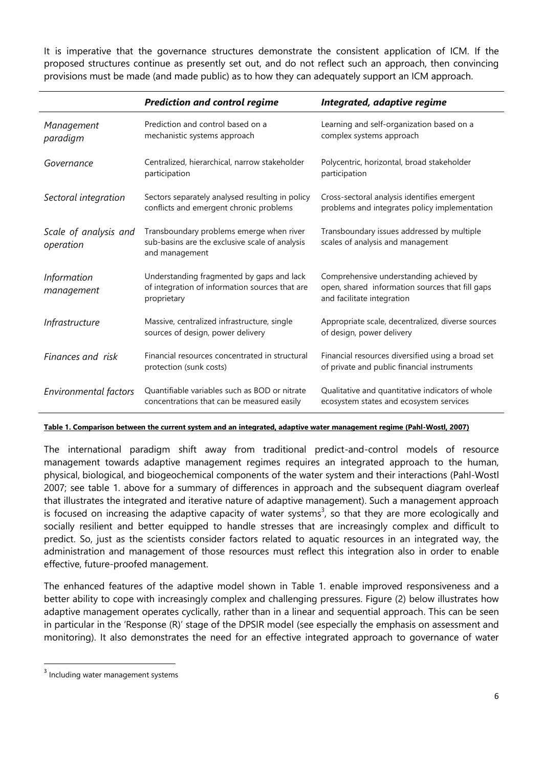It is imperative that the governance structures demonstrate the consistent application of ICM. If the proposed structures continue as presently set out, and do not reflect such an approach, then convincing provisions must be made (and made public) as to how they can adequately support an ICM approach.

| | ***Prediction and control regime*** | ***Integrated, adaptive regime*** |
|---|---|---|
| *Management paradigm* | Prediction and control based on a mechanistic systems approach | Learning and self-organization based on a complex systems approach |
| *Governance* | Centralized, hierarchical, narrow stakeholder participation | Polycentric, horizontal, broad stakeholder participation |
| *Sectoral integration* | Sectors separately analysed resulting in policy conflicts and emergent chronic problems | Cross-sectoral analysis identifies emergent problems and integrates policy implementation |
| *Scale of analysis and operation* | Transboundary problems emerge when river sub-basins are the exclusive scale of analysis and management | Transboundary issues addressed by multiple scales of analysis and management |
| *Information management* | Understanding fragmented by gaps and lack of integration of information sources that are proprietary | Comprehensive understanding achieved by open, shared information sources that fill gaps and facilitate integration |
| *Infrastructure* | Massive, centralized infrastructure, single sources of design, power delivery | Appropriate scale, decentralized, diverse sources of design, power delivery |
| *Finances and risk* | Financial resources concentrated in structural protection (sunk costs) | Financial resources diversified using a broad set of private and public financial instruments |
| *Environmental factors* | Quantifiable variables such as BOD or nitrate concentrations that can be measured easily | Qualitative and quantitative indicators of whole ecosystem states and ecosystem services |

**Table 1. Comparison between the current system and an integrated, adaptive water management regime (Pahl-Wostl, 2007)**

The international paradigm shift away from traditional predict-and-control models of resource management towards adaptive management regimes requires an integrated approach to the human, physical, biological, and biogeochemical components of the water system and their interactions (Pahl-Wostl 2007; see table 1. above for a summary of differences in approach and the subsequent diagram overleaf that illustrates the integrated and iterative nature of adaptive management). Such a management approach is focused on increasing the adaptive capacity of water systems[3], so that they are more ecologically and socially resilient and better equipped to handle stresses that are increasingly complex and difficult to predict. So, just as the scientists consider factors related to aquatic resources in an integrated way, the administration and management of those resources must reflect this integration also in order to enable effective, future-proofed management.

The enhanced features of the adaptive model shown in Table 1. enable improved responsiveness and a better ability to cope with increasingly complex and challenging pressures. Figure (2) below illustrates how adaptive management operates cyclically, rather than in a linear and sequential approach. This can be seen in particular in the 'Response (R)' stage of the DPSIR model (see especially the emphasis on assessment and monitoring). It also demonstrates the need for an effective integrated approach to governance of water

[3] Including water management systems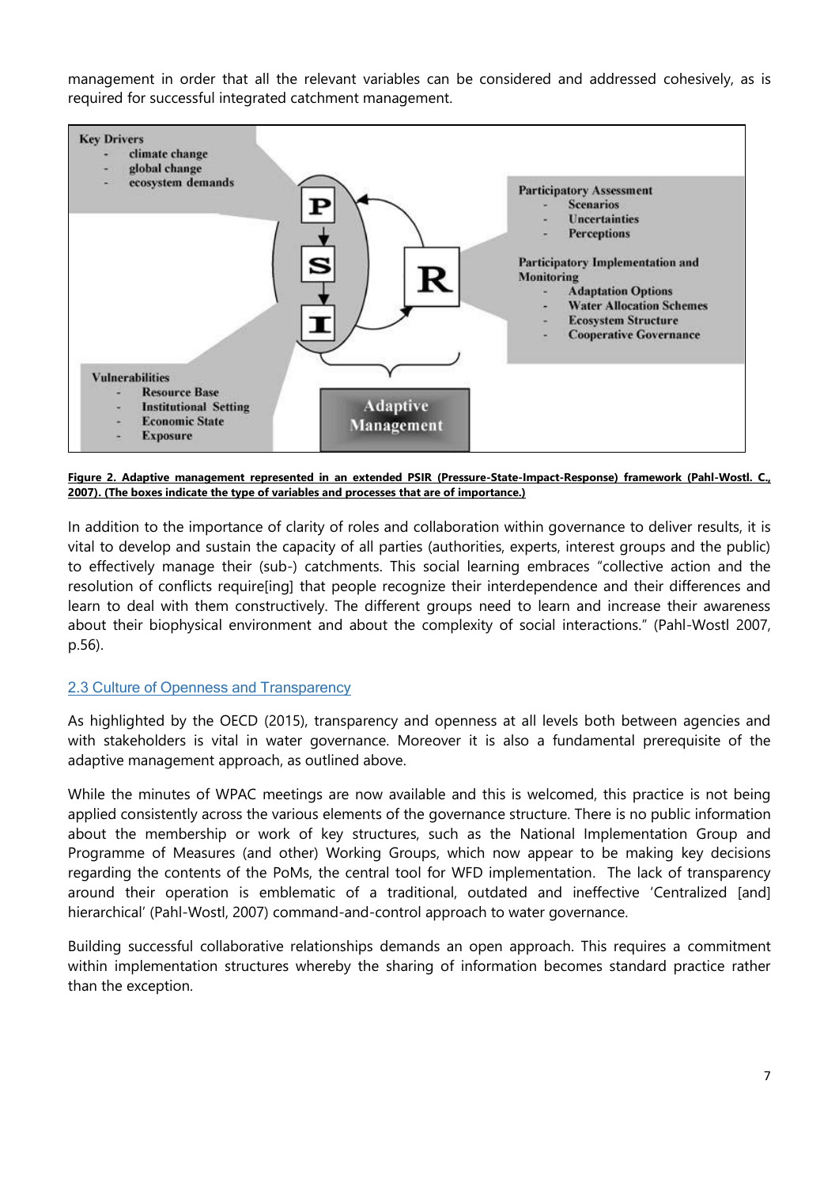management in order that all the relevant variables can be considered and addressed cohesively, as is required for successful integrated catchment management.

**Figure 2. Adaptive management represented in an extended PSIR (Pressure-State-Impact-Response) framework (Pahl-Wostl. C., 2007). (The boxes indicate the type of variables and processes that are of importance.)**

In addition to the importance of clarity of roles and collaboration within governance to deliver results, it is vital to develop and sustain the capacity of all parties (authorities, experts, interest groups and the public) to effectively manage their (sub-) catchments. This social learning embraces "collective action and the resolution of conflicts require[ing] that people recognize their interdependence and their differences and learn to deal with them constructively. The different groups need to learn and increase their awareness about their biophysical environment and about the complexity of social interactions." (Pahl-Wostl 2007, p.56).

## 2.3 Culture of Openness and Transparency

As highlighted by the OECD (2015), transparency and openness at all levels both between agencies and with stakeholders is vital in water governance. Moreover it is also a fundamental prerequisite of the adaptive management approach, as outlined above.

While the minutes of WPAC meetings are now available and this is welcomed, this practice is not being applied consistently across the various elements of the governance structure. There is no public information about the membership or work of key structures, such as the National Implementation Group and Programme of Measures (and other) Working Groups, which now appear to be making key decisions regarding the contents of the PoMs, the central tool for WFD implementation. The lack of transparency around their operation is emblematic of a traditional, outdated and ineffective 'Centralized [and] hierarchical' (Pahl-Wostl, 2007) command-and-control approach to water governance.

Building successful collaborative relationships demands an open approach. This requires a commitment within implementation structures whereby the sharing of information becomes standard practice rather than the exception.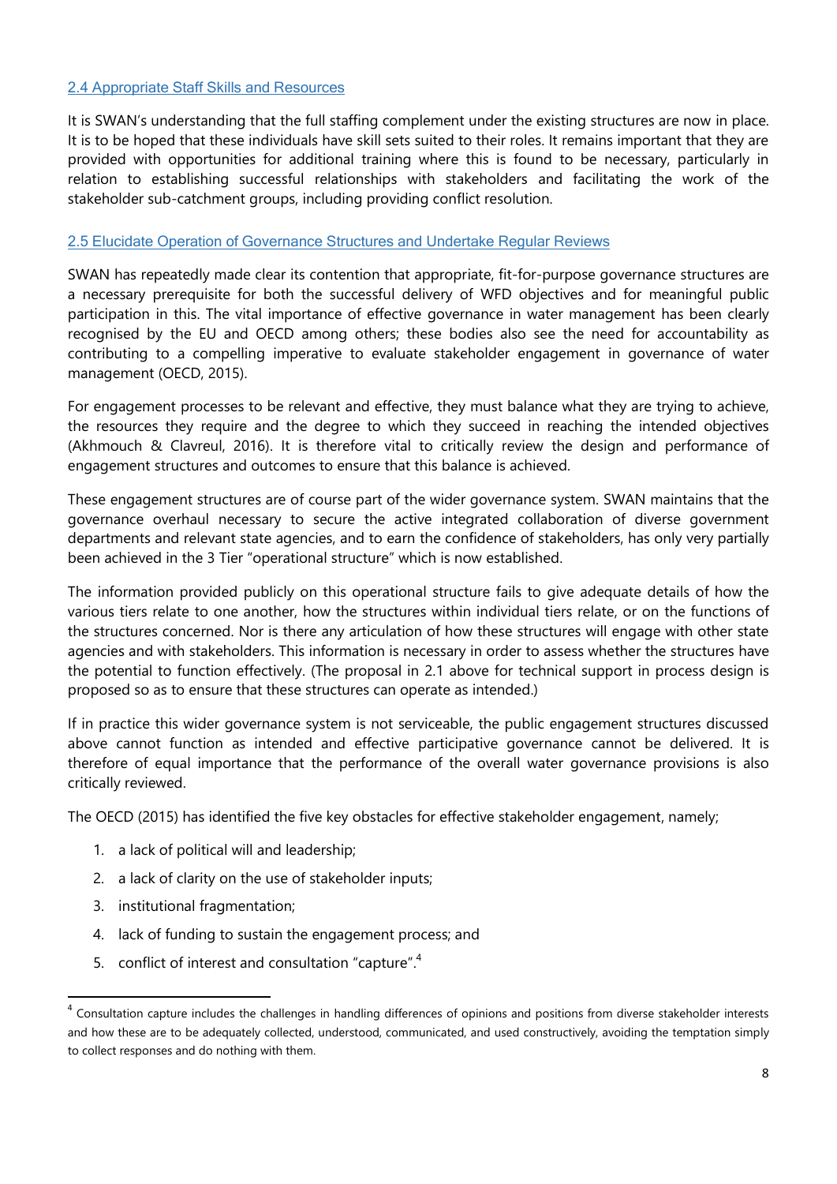### 2.4 Appropriate Staff Skills and Resources

It is SWAN's understanding that the full staffing complement under the existing structures are now in place. It is to be hoped that these individuals have skill sets suited to their roles. It remains important that they are provided with opportunities for additional training where this is found to be necessary, particularly in relation to establishing successful relationships with stakeholders and facilitating the work of the stakeholder sub-catchment groups, including providing conflict resolution.

### 2.5 Elucidate Operation of Governance Structures and Undertake Regular Reviews

SWAN has repeatedly made clear its contention that appropriate, fit-for-purpose governance structures are a necessary prerequisite for both the successful delivery of WFD objectives and for meaningful public participation in this. The vital importance of effective governance in water management has been clearly recognised by the EU and OECD among others; these bodies also see the need for accountability as contributing to a compelling imperative to evaluate stakeholder engagement in governance of water management (OECD, 2015).

For engagement processes to be relevant and effective, they must balance what they are trying to achieve, the resources they require and the degree to which they succeed in reaching the intended objectives (Akhmouch & Clavreul, 2016). It is therefore vital to critically review the design and performance of engagement structures and outcomes to ensure that this balance is achieved.

These engagement structures are of course part of the wider governance system. SWAN maintains that the governance overhaul necessary to secure the active integrated collaboration of diverse government departments and relevant state agencies, and to earn the confidence of stakeholders, has only very partially been achieved in the 3 Tier "operational structure" which is now established.

The information provided publicly on this operational structure fails to give adequate details of how the various tiers relate to one another, how the structures within individual tiers relate, or on the functions of the structures concerned. Nor is there any articulation of how these structures will engage with other state agencies and with stakeholders. This information is necessary in order to assess whether the structures have the potential to function effectively. (The proposal in 2.1 above for technical support in process design is proposed so as to ensure that these structures can operate as intended.)

If in practice this wider governance system is not serviceable, the public engagement structures discussed above cannot function as intended and effective participative governance cannot be delivered. It is therefore of equal importance that the performance of the overall water governance provisions is also critically reviewed.

The OECD (2015) has identified the five key obstacles for effective stakeholder engagement, namely;

1. a lack of political will and leadership;
2. a lack of clarity on the use of stakeholder inputs;
3. institutional fragmentation;
4. lack of funding to sustain the engagement process; and
5. conflict of interest and consultation "capture".[4]

[4] Consultation capture includes the challenges in handling differences of opinions and positions from diverse stakeholder interests and how these are to be adequately collected, understood, communicated, and used constructively, avoiding the temptation simply to collect responses and do nothing with them.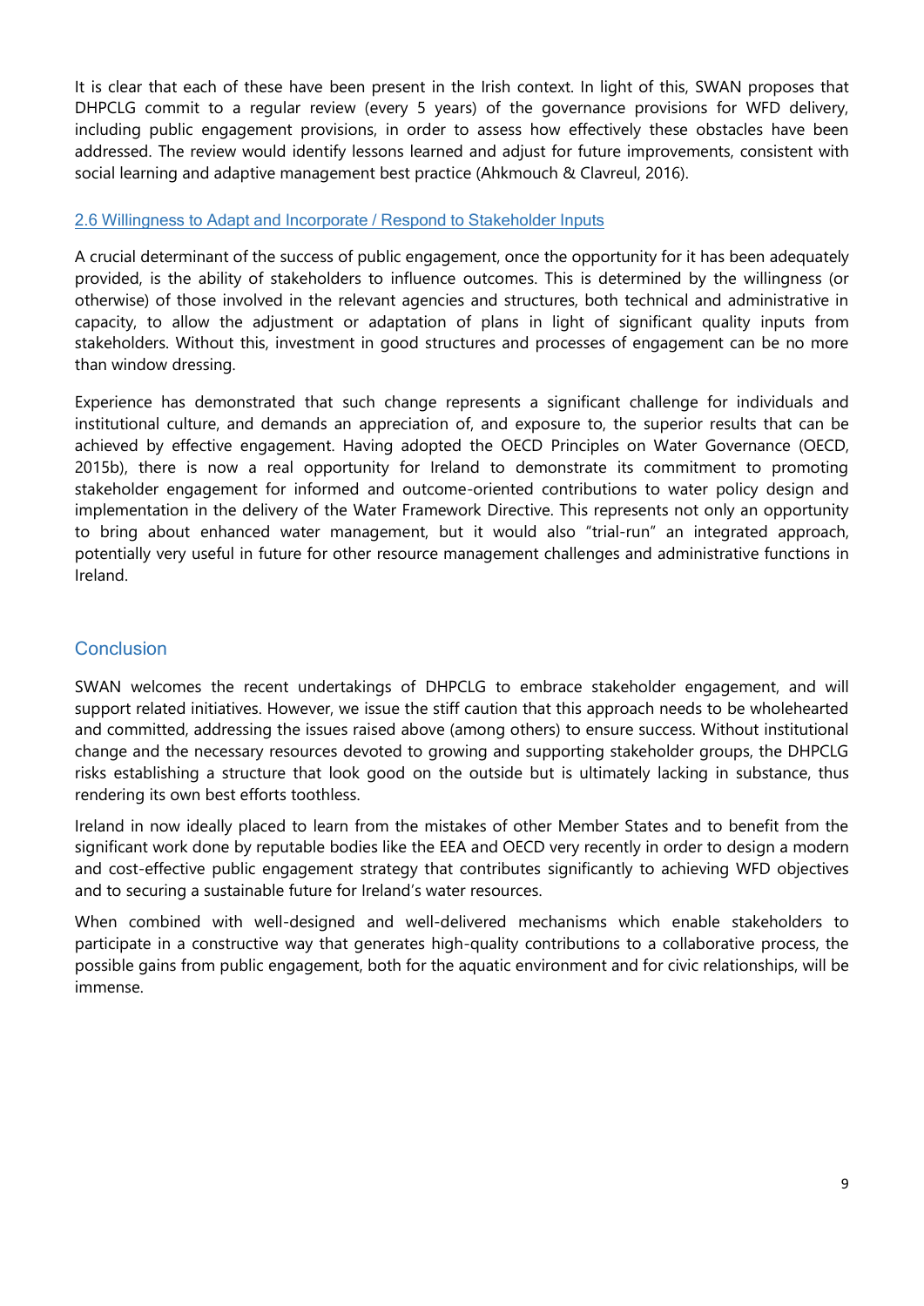It is clear that each of these have been present in the Irish context. In light of this, SWAN proposes that DHPCLG commit to a regular review (every 5 years) of the governance provisions for WFD delivery, including public engagement provisions, in order to assess how effectively these obstacles have been addressed. The review would identify lessons learned and adjust for future improvements, consistent with social learning and adaptive management best practice (Ahkmouch & Clavreul, 2016).

### 2.6 Willingness to Adapt and Incorporate / Respond to Stakeholder Inputs

A crucial determinant of the success of public engagement, once the opportunity for it has been adequately provided, is the ability of stakeholders to influence outcomes. This is determined by the willingness (or otherwise) of those involved in the relevant agencies and structures, both technical and administrative in capacity, to allow the adjustment or adaptation of plans in light of significant quality inputs from stakeholders. Without this, investment in good structures and processes of engagement can be no more than window dressing.

Experience has demonstrated that such change represents a significant challenge for individuals and institutional culture, and demands an appreciation of, and exposure to, the superior results that can be achieved by effective engagement. Having adopted the OECD Principles on Water Governance (OECD, 2015b), there is now a real opportunity for Ireland to demonstrate its commitment to promoting stakeholder engagement for informed and outcome-oriented contributions to water policy design and implementation in the delivery of the Water Framework Directive. This represents not only an opportunity to bring about enhanced water management, but it would also "trial-run" an integrated approach, potentially very useful in future for other resource management challenges and administrative functions in Ireland.

## Conclusion

SWAN welcomes the recent undertakings of DHPCLG to embrace stakeholder engagement, and will support related initiatives. However, we issue the stiff caution that this approach needs to be wholehearted and committed, addressing the issues raised above (among others) to ensure success. Without institutional change and the necessary resources devoted to growing and supporting stakeholder groups, the DHPCLG risks establishing a structure that look good on the outside but is ultimately lacking in substance, thus rendering its own best efforts toothless.

Ireland in now ideally placed to learn from the mistakes of other Member States and to benefit from the significant work done by reputable bodies like the EEA and OECD very recently in order to design a modern and cost-effective public engagement strategy that contributes significantly to achieving WFD objectives and to securing a sustainable future for Ireland's water resources.

When combined with well-designed and well-delivered mechanisms which enable stakeholders to participate in a constructive way that generates high-quality contributions to a collaborative process, the possible gains from public engagement, both for the aquatic environment and for civic relationships, will be immense.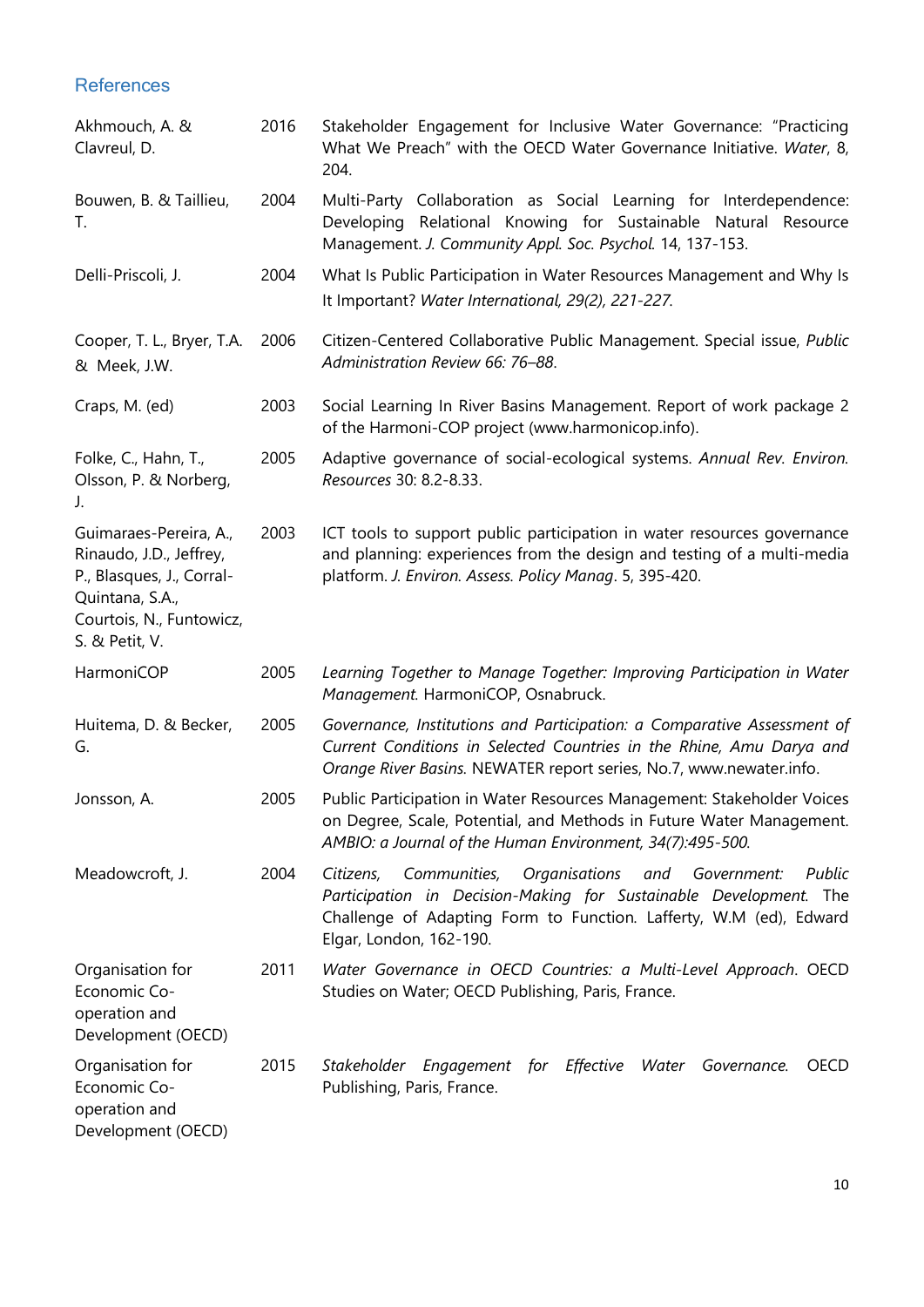## References

| | | |
|---|---|---|
| Akhmouch, A. & Clavreul, D. | 2016 | Stakeholder Engagement for Inclusive Water Governance: "Practicing What We Preach" with the OECD Water Governance Initiative. *Water*, 8, 204. |
| Bouwen, B. & Taillieu, T. | 2004 | Multi-Party Collaboration as Social Learning for Interdependence: Developing Relational Knowing for Sustainable Natural Resource Management. *J. Community Appl. Soc. Psychol.* 14, 137-153. |
| Delli-Priscoli, J. | 2004 | What Is Public Participation in Water Resources Management and Why Is It Important? *Water International, 29(2), 221-227.* |
| Cooper, T. L., Bryer, T.A. & Meek, J.W. | 2006 | Citizen-Centered Collaborative Public Management. Special issue, *Public Administration Review 66: 76–88*. |
| Craps, M. (ed) | 2003 | Social Learning In River Basins Management. Report of work package 2 of the Harmoni-COP project (www.harmonicop.info). |
| Folke, C., Hahn, T., Olsson, P. & Norberg, J. | 2005 | Adaptive governance of social-ecological systems. *Annual Rev. Environ. Resources* 30: 8.2-8.33. |
| Guimaraes-Pereira, A., Rinaudo, J.D., Jeffrey, P., Blasques, J., Corral-Quintana, S.A., Courtois, N., Funtowicz, S. & Petit, V. | 2003 | ICT tools to support public participation in water resources governance and planning: experiences from the design and testing of a multi-media platform. *J. Environ. Assess. Policy Manag*. 5, 395-420. |
| HarmoniCOP | 2005 | *Learning Together to Manage Together: Improving Participation in Water Management.* HarmoniCOP, Osnabruck. |
| Huitema, D. & Becker, G. | 2005 | *Governance, Institutions and Participation: a Comparative Assessment of Current Conditions in Selected Countries in the Rhine, Amu Darya and Orange River Basins.* NEWATER report series, No.7, www.newater.info. |
| Jonsson, A. | 2005 | Public Participation in Water Resources Management: Stakeholder Voices on Degree, Scale, Potential, and Methods in Future Water Management. *AMBIO: a Journal of the Human Environment, 34(7):495-500.* |
| Meadowcroft, J. | 2004 | *Citizens, Communities, Organisations and Government: Public Participation in Decision-Making for Sustainable Development.* The Challenge of Adapting Form to Function. Lafferty, W.M (ed), Edward Elgar, London, 162-190. |
| Organisation for Economic Co-operation and Development (OECD) | 2011 | *Water Governance in OECD Countries: a Multi-Level Approach*. OECD Studies on Water; OECD Publishing, Paris, France. |
| Organisation for Economic Co-operation and Development (OECD) | 2015 | *Stakeholder Engagement for Effective Water Governance.* OECD Publishing, Paris, France. |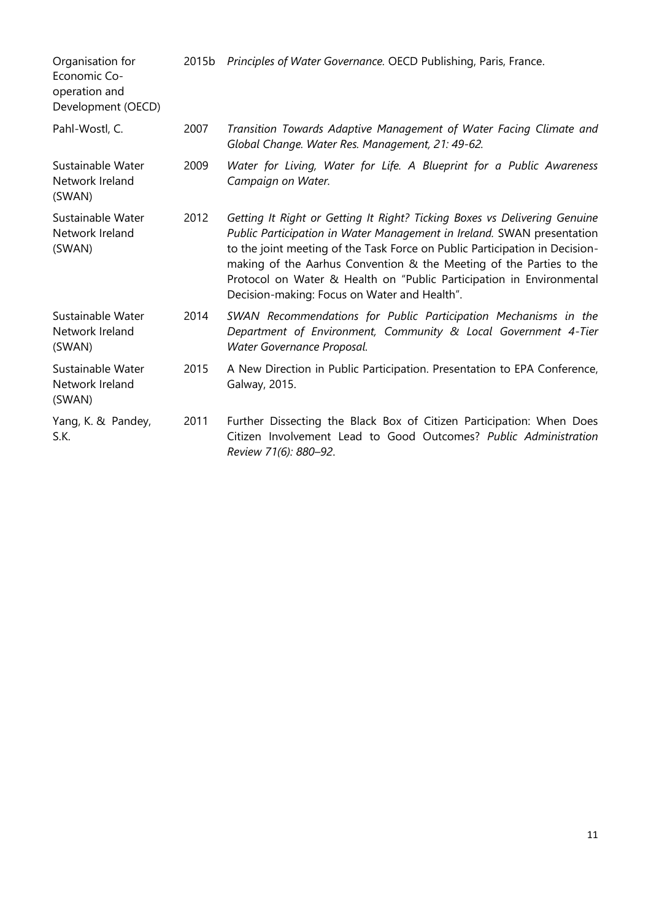| | | |
|---|---|---|
| Organisation for Economic Co-operation and Development (OECD) | 2015b | *Principles of Water Governance.* OECD Publishing, Paris, France. |
| Pahl-Wostl, C. | 2007 | *Transition Towards Adaptive Management of Water Facing Climate and Global Change. Water Res. Management, 21: 49-62.* |
| Sustainable Water Network Ireland (SWAN) | 2009 | *Water for Living, Water for Life. A Blueprint for a Public Awareness Campaign on Water.* |
| Sustainable Water Network Ireland (SWAN) | 2012 | *Getting It Right or Getting It Right? Ticking Boxes vs Delivering Genuine Public Participation in Water Management in Ireland.* SWAN presentation to the joint meeting of the Task Force on Public Participation in Decision-making of the Aarhus Convention & the Meeting of the Parties to the Protocol on Water & Health on "Public Participation in Environmental Decision-making: Focus on Water and Health". |
| Sustainable Water Network Ireland (SWAN) | 2014 | *SWAN Recommendations for Public Participation Mechanisms in the Department of Environment, Community & Local Government 4-Tier Water Governance Proposal.* |
| Sustainable Water Network Ireland (SWAN) | 2015 | A New Direction in Public Participation. Presentation to EPA Conference, Galway, 2015. |
| Yang, K. & Pandey, S.K. | 2011 | Further Dissecting the Black Box of Citizen Participation: When Does Citizen Involvement Lead to Good Outcomes? *Public Administration Review 71(6): 880–92.* |